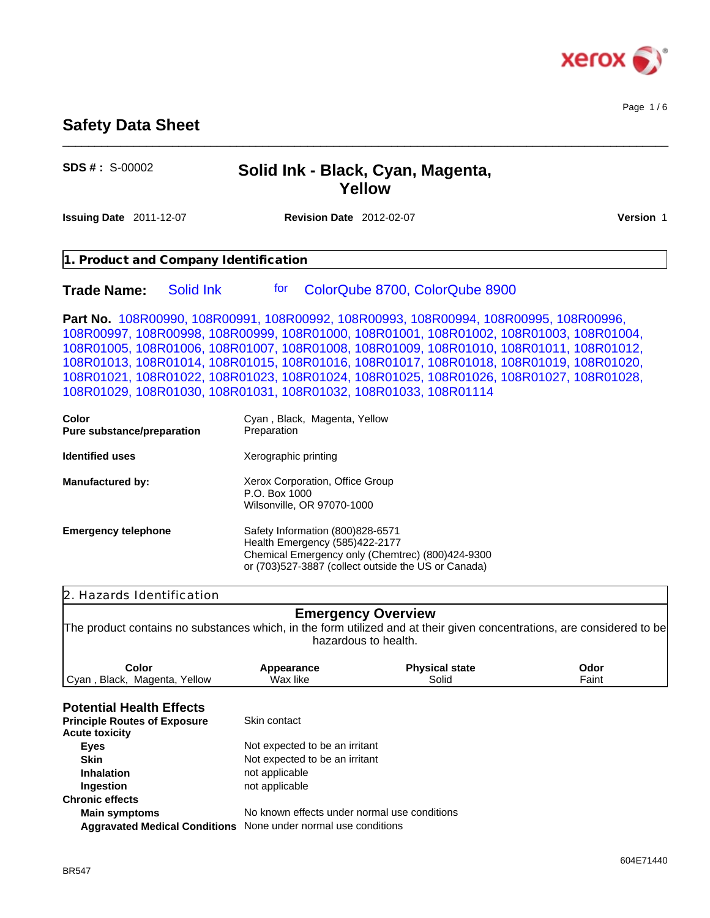# Safety Data Sheet

**SDS # :** S-00002

## Solid Ink - Black, Cyan, Magenta, Yellow

**Issuing Date** 2011-12-07 **Revision Date** 2012-02-07 **Version** 1

## 1. Product and Company Identification

**Trade Name:** Solid Ink for ColorQube 8700, ColorQube 8900

**Part No.** 108R00990, 108R00991, 108R00992, 108R00993, 108R00994, 108R00995, 108R00996, 108R00997, 108R00998, 108R00999, 108R01000, 108R01001, 108R01002, 108R01003, 108R01004, 108R01005, 108R01006, 108R01007, 108R01008, 108R01009, 108R01010, 108R01011, 108R01012, 108R01013, 108R01014, 108R01015, 108R01016, 108R01017, 108R01018, 108R01019, 108R01020, 108R01021, 108R01022, 108R01023, 108R01024, 108R01025, 108R01026, 108R01027, 108R01028, 108R01029, 108R01030, 108R01031, 108R01032, 108R01033, 108R01114

**Color** Cyan , Black, Magenta, Yellow
**Pure substance/preparation** Preparation

**Identified uses** Xerographic printing

**Manufactured by:** Xerox Corporation, Office Group
P.O. Box 1000
Wilsonville, OR 97070-1000

**Emergency telephone** Safety Information (800)828-6571
Health Emergency (585)422-2177
Chemical Emergency only (Chemtrec) (800)424-9300
or (703)527-3887 (collect outside the US or Canada)

## 2. Hazards Identification

### Emergency Overview

The product contains no substances which, in the form utilized and at their given concentrations, are considered to be hazardous to health.

| Color | Appearance | Physical state | Odor |
|---|---|---|---|
| Cyan , Black, Magenta, Yellow | Wax like | Solid | Faint |

### Potential Health Effects

**Principle Routes of Exposure** Skin contact

**Acute toxicity**
- **Eyes** Not expected to be an irritant
- **Skin** Not expected to be an irritant
- **Inhalation** not applicable
- **Ingestion** not applicable

**Chronic effects**
- **Main symptoms** No known effects under normal use conditions
- **Aggravated Medical Conditions** None under normal use conditions

BR547 604E71440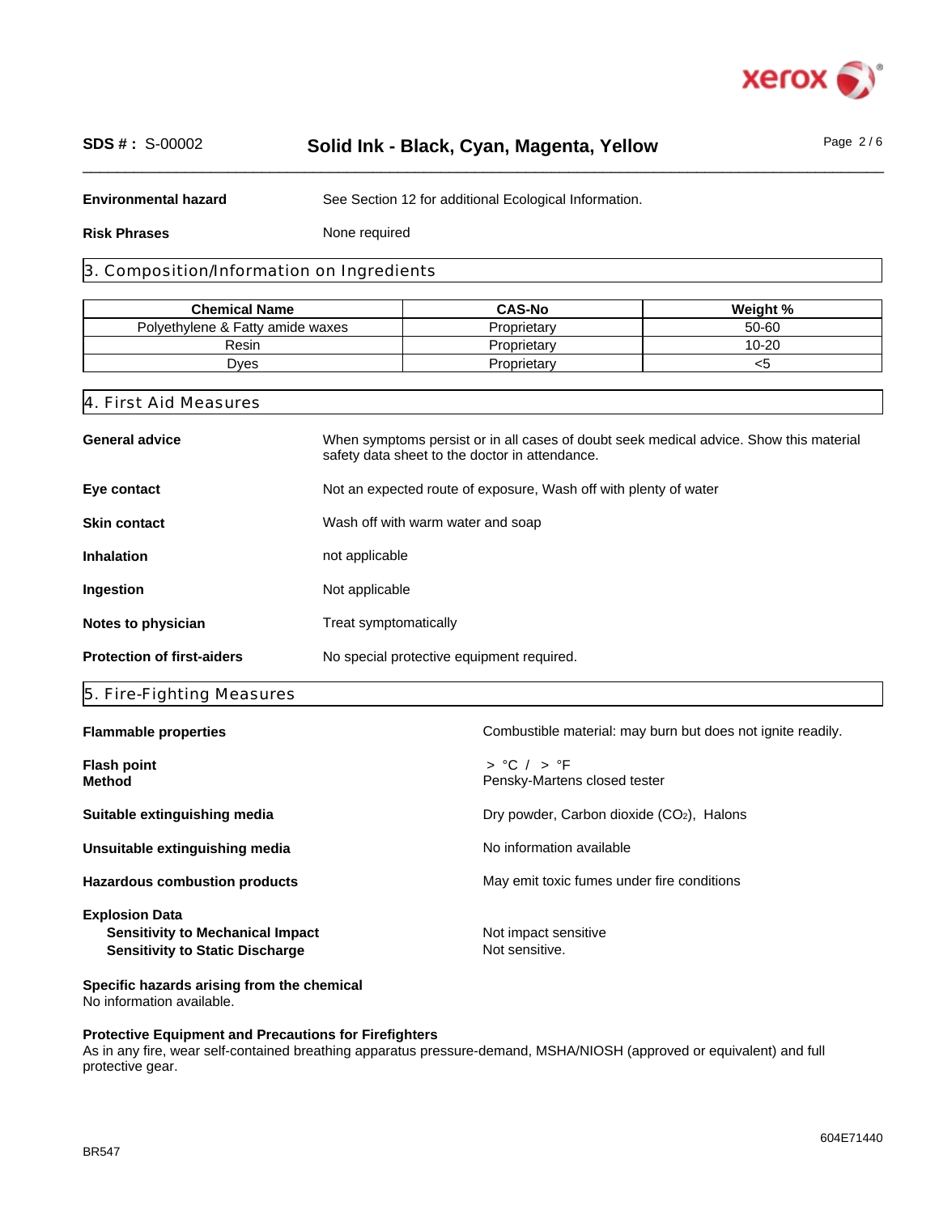**Environmental hazard** See Section 12 for additional Ecological Information.

**Risk Phrases** None required

## 3. Composition/Information on Ingredients

| Chemical Name | CAS-No | Weight % |
| --- | --- | --- |
| Polyethylene & Fatty amide waxes | Proprietary | 50-60 |
| Resin | Proprietary | 10-20 |
| Dyes | Proprietary | <5 |

## 4. First Aid Measures

**General advice** When symptoms persist or in all cases of doubt seek medical advice. Show this material safety data sheet to the doctor in attendance.

**Eye contact** Not an expected route of exposure, Wash off with plenty of water

**Skin contact** Wash off with warm water and soap

**Inhalation** not applicable

**Ingestion** Not applicable

**Notes to physician** Treat symptomatically

**Protection of first-aiders** No special protective equipment required.

## 5. Fire-Fighting Measures

**Flammable properties** Combustible material: may burn but does not ignite readily.

**Flash point** > °C / > °F
**Method** Pensky-Martens closed tester

**Suitable extinguishing media** Dry powder, Carbon dioxide ($CO_2$), Halons

**Unsuitable extinguishing media** No information available

**Hazardous combustion products** May emit toxic fumes under fire conditions

**Explosion Data**
**Sensitivity to Mechanical Impact** Not impact sensitive
**Sensitivity to Static Discharge** Not sensitive.

**Specific hazards arising from the chemical**
No information available.

**Protective Equipment and Precautions for Firefighters**
As in any fire, wear self-contained breathing apparatus pressure-demand, MSHA/NIOSH (approved or equivalent) and full protective gear.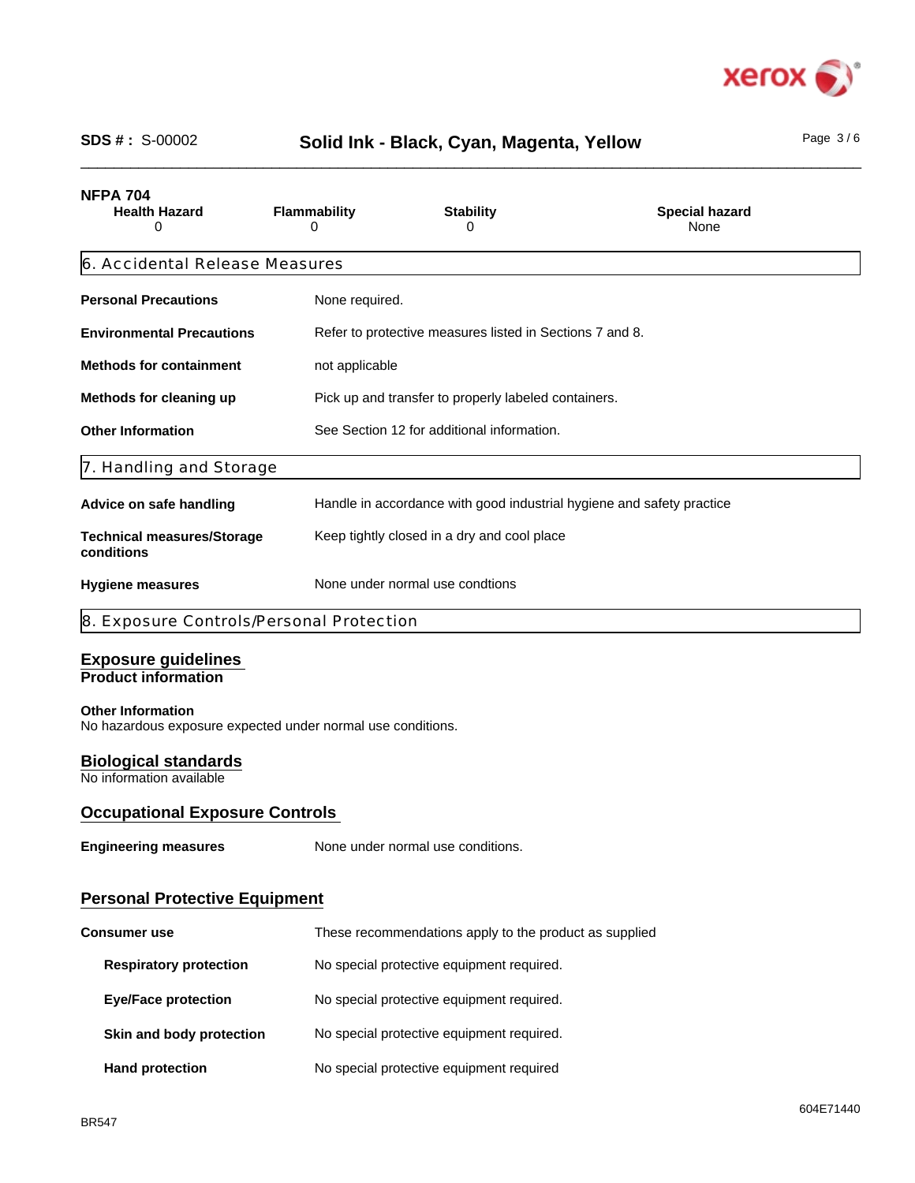**NFPA 704**

| Health Hazard | Flammability | Stability | Special hazard |
|---|---|---|---|
| 0 | 0 | 0 | None |

## 6. Accidental Release Measures

| | |
|---|---|
| **Personal Precautions** | None required. |
| **Environmental Precautions** | Refer to protective measures listed in Sections 7 and 8. |
| **Methods for containment** | not applicable |
| **Methods for cleaning up** | Pick up and transfer to properly labeled containers. |
| **Other Information** | See Section 12 for additional information. |

## 7. Handling and Storage

| | |
|---|---|
| **Advice on safe handling** | Handle in accordance with good industrial hygiene and safety practice |
| **Technical measures/Storage conditions** | Keep tightly closed in a dry and cool place |
| **Hygiene measures** | None under normal use condtions |

## 8. Exposure Controls/Personal Protection

### Exposure guidelines

**Product information**

**Other Information**

No hazardous exposure expected under normal use conditions.

### Biological standards

No information available

### Occupational Exposure Controls

**Engineering measures** None under normal use conditions.

### Personal Protective Equipment

| | |
|---|---|
| **Consumer use** | These recommendations apply to the product as supplied |
| **Respiratory protection** | No special protective equipment required. |
| **Eye/Face protection** | No special protective equipment required. |
| **Skin and body protection** | No special protective equipment required. |
| **Hand protection** | No special protective equipment required |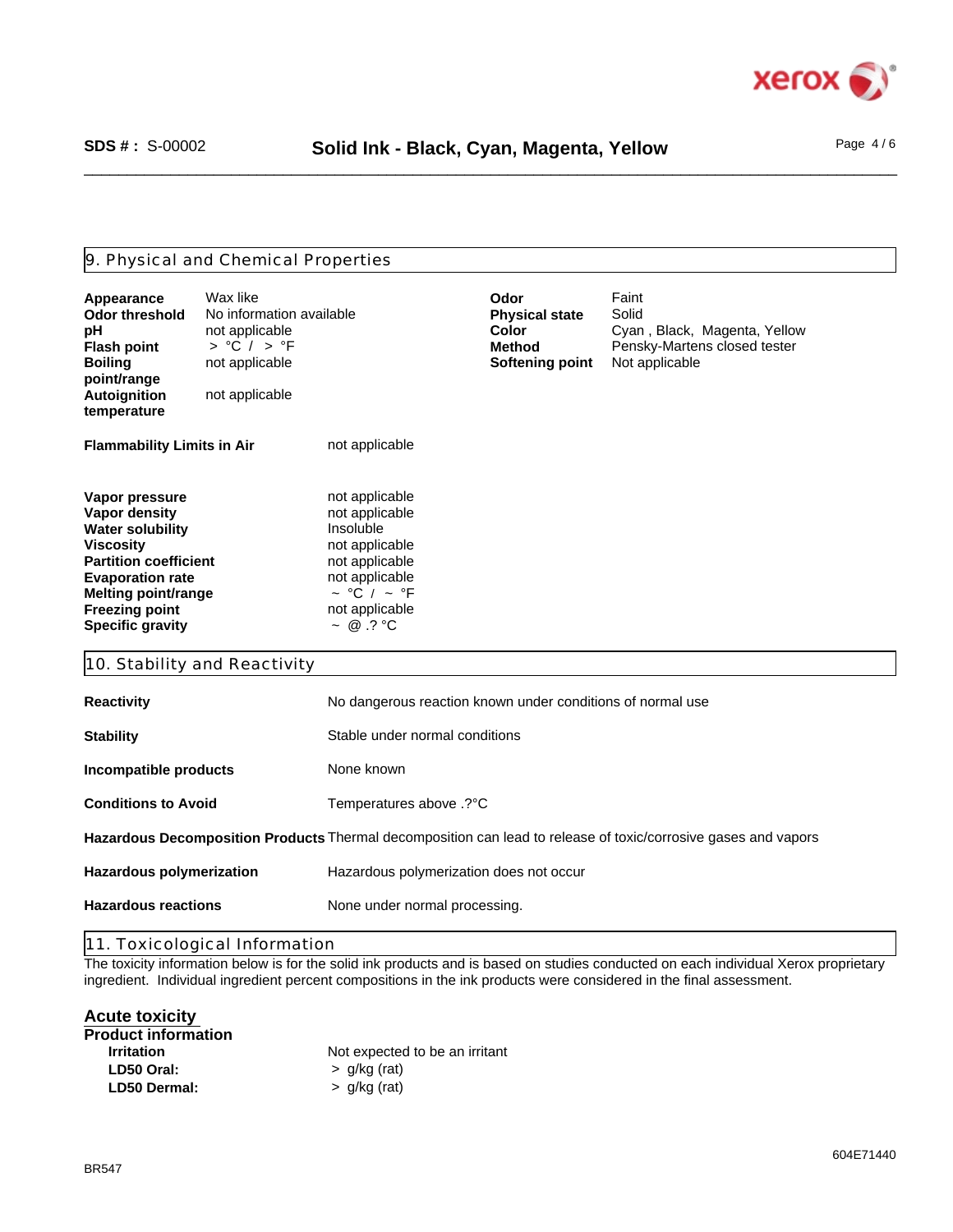## 9. Physical and Chemical Properties

| | | | |
|---|---|---|---|
| **Appearance** | Wax like | **Odor** | Faint |
| **Odor threshold** | No information available | **Physical state** | Solid |
| **pH** | not applicable | **Color** | Cyan , Black, Magenta, Yellow |
| **Flash point** | > °C / > °F | **Method** | Pensky-Martens closed tester |
| **Boiling point/range** | not applicable | **Softening point** | Not applicable |
| **Autoignition temperature** | not applicable | | |

**Flammability Limits in Air** not applicable

| | |
|---|---|
| **Vapor pressure** | not applicable |
| **Vapor density** | not applicable |
| **Water solubility** | Insoluble |
| **Viscosity** | not applicable |
| **Partition coefficient** | not applicable |
| **Evaporation rate** | not applicable |
| **Melting point/range** | ~ °C / ~ °F |
| **Freezing point** | not applicable |
| **Specific gravity** | ~ @ .? °C |

## 10. Stability and Reactivity

| | |
|---|---|
| **Reactivity** | No dangerous reaction known under conditions of normal use |
| **Stability** | Stable under normal conditions |
| **Incompatible products** | None known |
| **Conditions to Avoid** | Temperatures above .?°C |
| **Hazardous Decomposition Products** | Thermal decomposition can lead to release of toxic/corrosive gases and vapors |
| **Hazardous polymerization** | Hazardous polymerization does not occur |
| **Hazardous reactions** | None under normal processing. |

## 11. Toxicological Information

The toxicity information below is for the solid ink products and is based on studies conducted on each individual Xerox proprietary ingredient. Individual ingredient percent compositions in the ink products were considered in the final assessment.

### Acute toxicity

**Product information**

| | |
|---|---|
| **Irritation** | Not expected to be an irritant |
| **LD50 Oral:** | > g/kg (rat) |
| **LD50 Dermal:** | > g/kg (rat) |

604E71440

BR547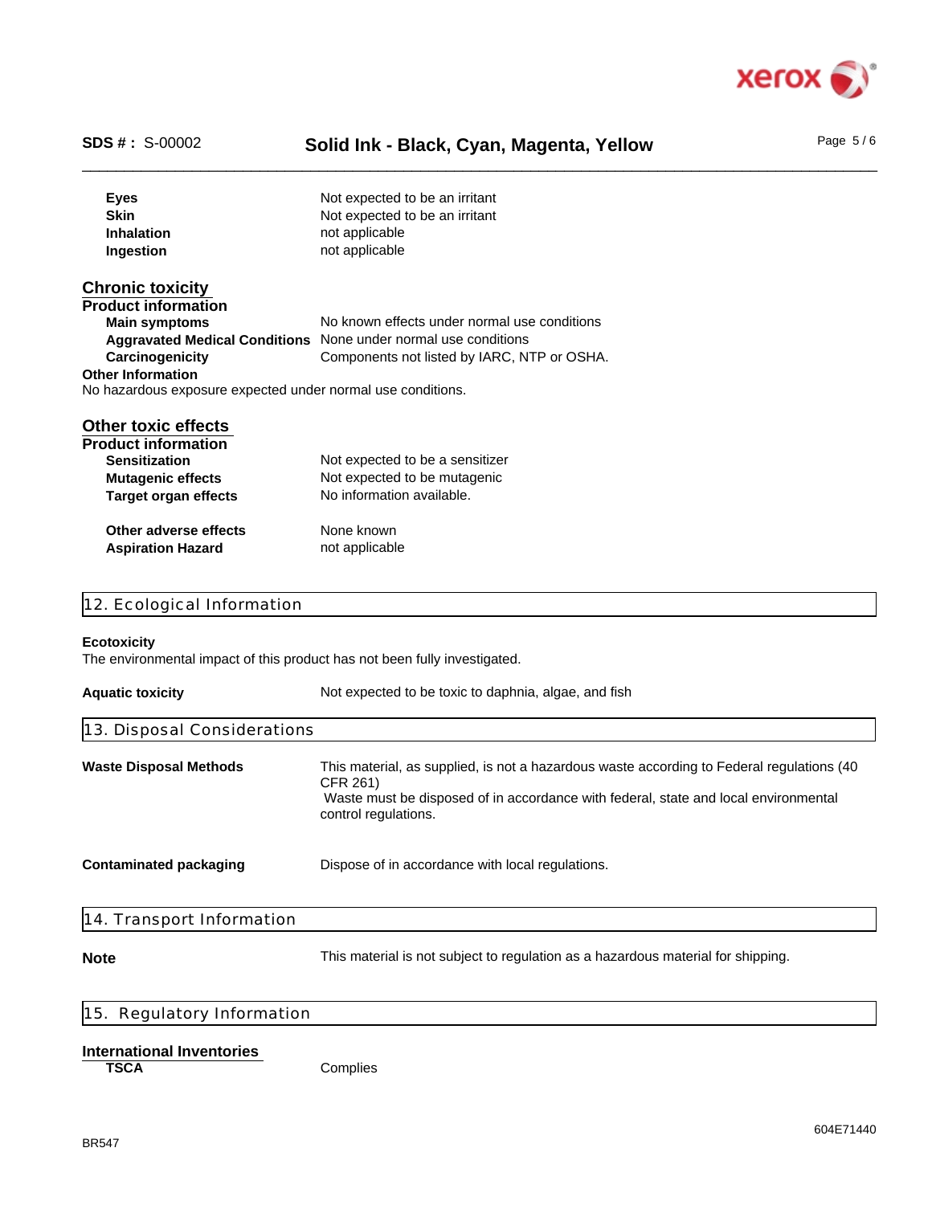| | |
|---|---|
| **Eyes** | Not expected to be an irritant |
| **Skin** | Not expected to be an irritant |
| **Inhalation** | not applicable |
| **Ingestion** | not applicable |

### Chronic toxicity

**Product information**

| | |
|---|---|
| **Main symptoms** | No known effects under normal use conditions |
| **Aggravated Medical Conditions** | None under normal use conditions |
| **Carcinogenicity** | Components not listed by IARC, NTP or OSHA. |

**Other Information**

No hazardous exposure expected under normal use conditions.

### Other toxic effects

**Product information**

| | |
|---|---|
| **Sensitization** | Not expected to be a sensitizer |
| **Mutagenic effects** | Not expected to be mutagenic |
| **Target organ effects** | No information available. |
| **Other adverse effects** | None known |
| **Aspiration Hazard** | not applicable |

## 12. Ecological Information

**Ecotoxicity**

The environmental impact of this product has not been fully investigated.

**Aquatic toxicity** — Not expected to be toxic to daphnia, algae, and fish

## 13. Disposal Considerations

**Waste Disposal Methods** — This material, as supplied, is not a hazardous waste according to Federal regulations (40 CFR 261)
Waste must be disposed of in accordance with federal, state and local environmental control regulations.

**Contaminated packaging** — Dispose of in accordance with local regulations.

## 14. Transport Information

**Note** — This material is not subject to regulation as a hazardous material for shipping.

## 15. Regulatory Information

**International Inventories**

| | |
|---|---|
| **TSCA** | Complies |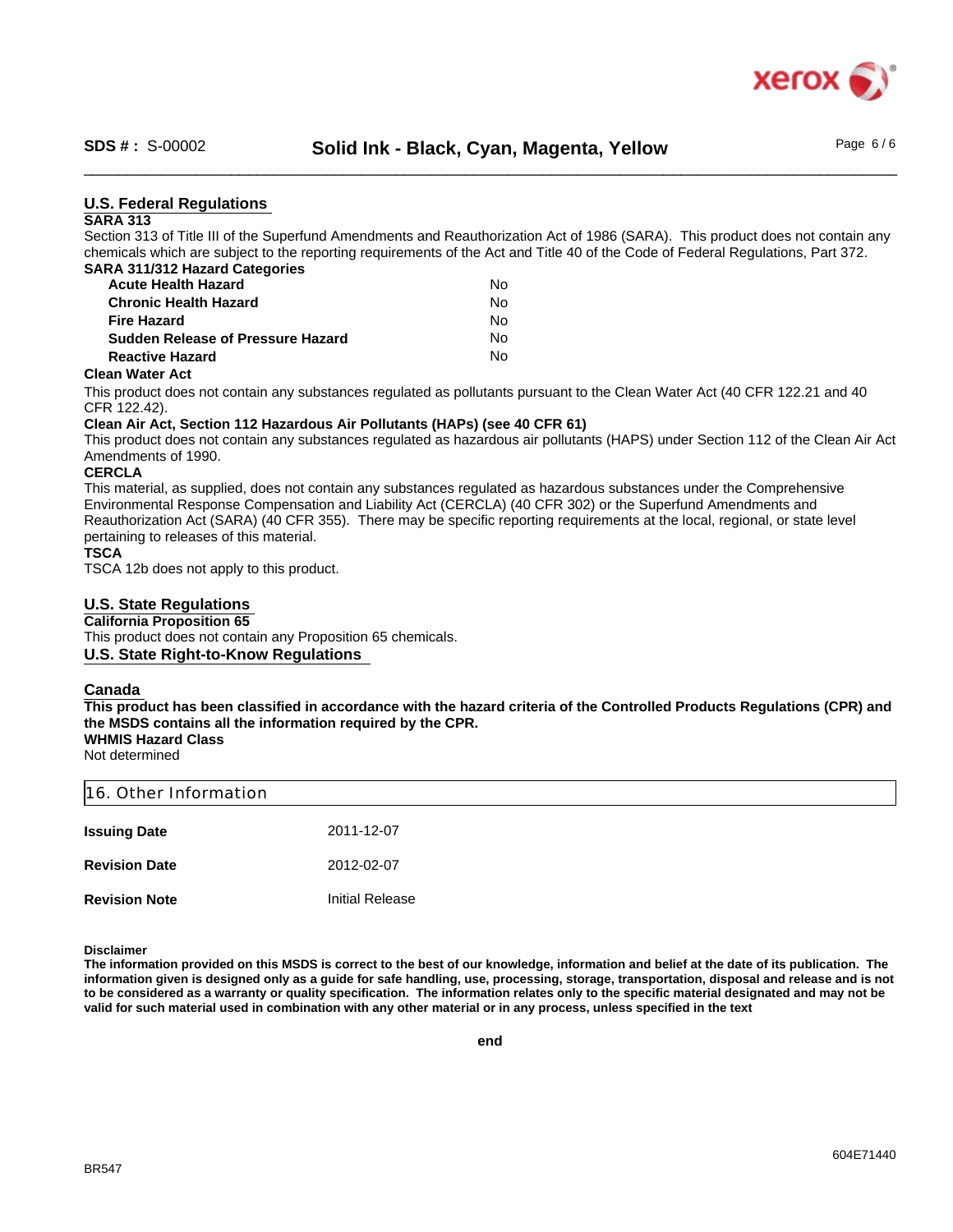## U.S. Federal Regulations

**SARA 313**

Section 313 of Title III of the Superfund Amendments and Reauthorization Act of 1986 (SARA). This product does not contain any chemicals which are subject to the reporting requirements of the Act and Title 40 of the Code of Federal Regulations, Part 372.

**SARA 311/312 Hazard Categories**

| | |
|---|---|
| **Acute Health Hazard** | No |
| **Chronic Health Hazard** | No |
| **Fire Hazard** | No |
| **Sudden Release of Pressure Hazard** | No |
| **Reactive Hazard** | No |

**Clean Water Act**

This product does not contain any substances regulated as pollutants pursuant to the Clean Water Act (40 CFR 122.21 and 40 CFR 122.42).

**Clean Air Act, Section 112 Hazardous Air Pollutants (HAPs) (see 40 CFR 61)**

This product does not contain any substances regulated as hazardous air pollutants (HAPS) under Section 112 of the Clean Air Act Amendments of 1990.

**CERCLA**

This material, as supplied, does not contain any substances regulated as hazardous substances under the Comprehensive Environmental Response Compensation and Liability Act (CERCLA) (40 CFR 302) or the Superfund Amendments and Reauthorization Act (SARA) (40 CFR 355). There may be specific reporting requirements at the local, regional, or state level pertaining to releases of this material.

**TSCA**

TSCA 12b does not apply to this product.

## U.S. State Regulations

**California Proposition 65**

This product does not contain any Proposition 65 chemicals.

## U.S. State Right-to-Know Regulations

## Canada

**This product has been classified in accordance with the hazard criteria of the Controlled Products Regulations (CPR) and the MSDS contains all the information required by the CPR.**

**WHMIS Hazard Class**

Not determined

## 16. Other Information

| | |
|---|---|
| **Issuing Date** | 2011-12-07 |
| **Revision Date** | 2012-02-07 |
| **Revision Note** | Initial Release |

**Disclaimer**

**The information provided on this MSDS is correct to the best of our knowledge, information and belief at the date of its publication. The information given is designed only as a guide for safe handling, use, processing, storage, transportation, disposal and release and is not to be considered as a warranty or quality specification. The information relates only to the specific material designated and may not be valid for such material used in combination with any other material or in any process, unless specified in the text**

**end**

604E71440

BR547